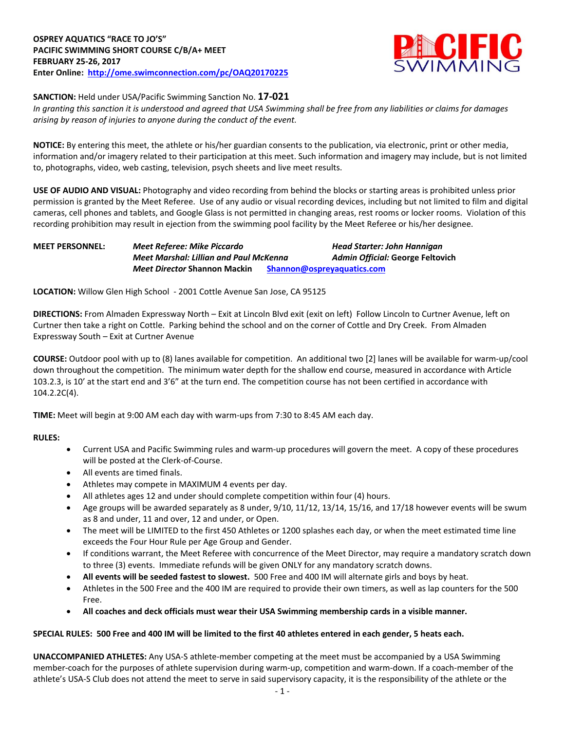**OSPREY AQUATICS "RACE TO JO'S"**
**PACIFIC SWIMMING SHORT COURSE C/B/A+ MEET**
**FEBRUARY 25-26, 2017**
**Enter Online: [http://ome.swimconnection.com/pc/OAQ20170225](http://ome.swimconnection.com/pc/OAQ20170225)**

PACIFIC SWIMMING

**SANCTION:** Held under USA/Pacific Swimming Sanction No. **17-021**
*In granting this sanction it is understood and agreed that USA Swimming shall be free from any liabilities or claims for damages arising by reason of injuries to anyone during the conduct of the event.*

**NOTICE:** By entering this meet, the athlete or his/her guardian consents to the publication, via electronic, print or other media, information and/or imagery related to their participation at this meet. Such information and imagery may include, but is not limited to, photographs, video, web casting, television, psych sheets and live meet results.

**USE OF AUDIO AND VISUAL:** Photography and video recording from behind the blocks or starting areas is prohibited unless prior permission is granted by the Meet Referee. Use of any audio or visual recording devices, including but not limited to film and digital cameras, cell phones and tablets, and Google Glass is not permitted in changing areas, rest rooms or locker rooms. Violation of this recording prohibition may result in ejection from the swimming pool facility by the Meet Referee or his/her designee.

**MEET PERSONNEL:**
*Meet Referee: Mike Piccardo* — *Head Starter: John Hannigan*
*Meet Marshal: Lillian and Paul McKenna* — *Admin Official:* George Feltovich
*Meet Director* Shannon Mackin — [Shannon@ospreyaquatics.com](mailto:Shannon@ospreyaquatics.com)

**LOCATION:** Willow Glen High School - 2001 Cottle Avenue San Jose, CA 95125

**DIRECTIONS:** From Almaden Expressway North – Exit at Lincoln Blvd exit (exit on left) Follow Lincoln to Curtner Avenue, left on Curtner then take a right on Cottle. Parking behind the school and on the corner of Cottle and Dry Creek. From Almaden Expressway South – Exit at Curtner Avenue

**COURSE:** Outdoor pool with up to (8) lanes available for competition. An additional two [2] lanes will be available for warm-up/cool down throughout the competition. The minimum water depth for the shallow end course, measured in accordance with Article 103.2.3, is 10' at the start end and 3'6" at the turn end. The competition course has not been certified in accordance with 104.2.2C(4).

**TIME:** Meet will begin at 9:00 AM each day with warm-ups from 7:30 to 8:45 AM each day.

**RULES:**

- Current USA and Pacific Swimming rules and warm-up procedures will govern the meet. A copy of these procedures will be posted at the Clerk-of-Course.
- All events are timed finals.
- Athletes may compete in MAXIMUM 4 events per day.
- All athletes ages 12 and under should complete competition within four (4) hours.
- Age groups will be awarded separately as 8 under, 9/10, 11/12, 13/14, 15/16, and 17/18 however events will be swum as 8 and under, 11 and over, 12 and under, or Open.
- The meet will be LIMITED to the first 450 Athletes or 1200 splashes each day, or when the meet estimated time line exceeds the Four Hour Rule per Age Group and Gender.
- If conditions warrant, the Meet Referee with concurrence of the Meet Director, may require a mandatory scratch down to three (3) events. Immediate refunds will be given ONLY for any mandatory scratch downs.
- **All events will be seeded fastest to slowest.** 500 Free and 400 IM will alternate girls and boys by heat.
- Athletes in the 500 Free and the 400 IM are required to provide their own timers, as well as lap counters for the 500 Free.
- **All coaches and deck officials must wear their USA Swimming membership cards in a visible manner.**

**SPECIAL RULES: 500 Free and 400 IM will be limited to the first 40 athletes entered in each gender, 5 heats each.**

**UNACCOMPANIED ATHLETES:** Any USA-S athlete-member competing at the meet must be accompanied by a USA Swimming member-coach for the purposes of athlete supervision during warm-up, competition and warm-down. If a coach-member of the athlete's USA-S Club does not attend the meet to serve in said supervisory capacity, it is the responsibility of the athlete or the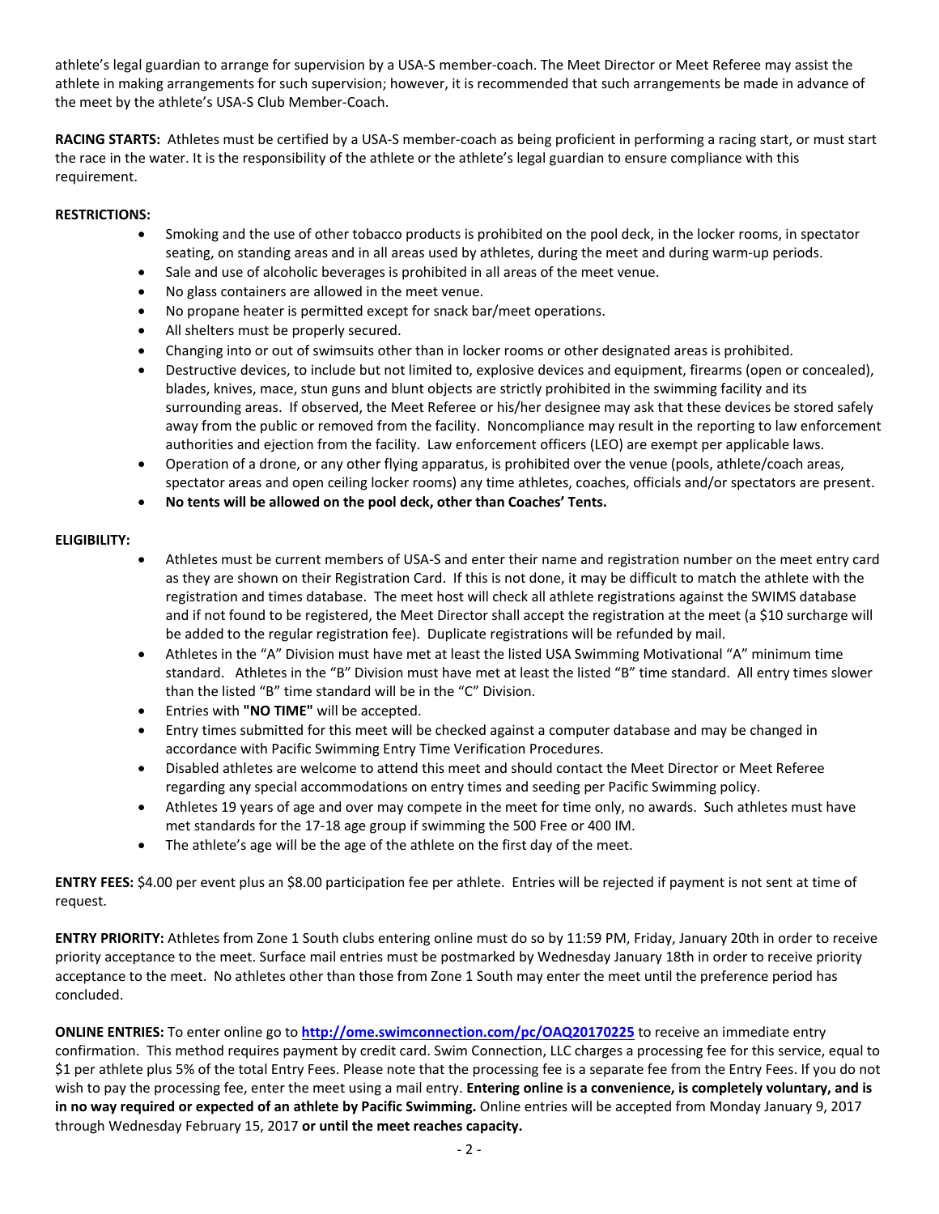athlete's legal guardian to arrange for supervision by a USA-S member-coach. The Meet Director or Meet Referee may assist the athlete in making arrangements for such supervision; however, it is recommended that such arrangements be made in advance of the meet by the athlete's USA-S Club Member-Coach.

**RACING STARTS:** Athletes must be certified by a USA-S member-coach as being proficient in performing a racing start, or must start the race in the water. It is the responsibility of the athlete or the athlete's legal guardian to ensure compliance with this requirement.

**RESTRICTIONS:**

- Smoking and the use of other tobacco products is prohibited on the pool deck, in the locker rooms, in spectator seating, on standing areas and in all areas used by athletes, during the meet and during warm-up periods.
- Sale and use of alcoholic beverages is prohibited in all areas of the meet venue.
- No glass containers are allowed in the meet venue.
- No propane heater is permitted except for snack bar/meet operations.
- All shelters must be properly secured.
- Changing into or out of swimsuits other than in locker rooms or other designated areas is prohibited.
- Destructive devices, to include but not limited to, explosive devices and equipment, firearms (open or concealed), blades, knives, mace, stun guns and blunt objects are strictly prohibited in the swimming facility and its surrounding areas. If observed, the Meet Referee or his/her designee may ask that these devices be stored safely away from the public or removed from the facility. Noncompliance may result in the reporting to law enforcement authorities and ejection from the facility. Law enforcement officers (LEO) are exempt per applicable laws.
- Operation of a drone, or any other flying apparatus, is prohibited over the venue (pools, athlete/coach areas, spectator areas and open ceiling locker rooms) any time athletes, coaches, officials and/or spectators are present.
- **No tents will be allowed on the pool deck, other than Coaches' Tents.**

**ELIGIBILITY:**

- Athletes must be current members of USA-S and enter their name and registration number on the meet entry card as they are shown on their Registration Card. If this is not done, it may be difficult to match the athlete with the registration and times database. The meet host will check all athlete registrations against the SWIMS database and if not found to be registered, the Meet Director shall accept the registration at the meet (a $10 surcharge will be added to the regular registration fee). Duplicate registrations will be refunded by mail.
- Athletes in the "A" Division must have met at least the listed USA Swimming Motivational "A" minimum time standard. Athletes in the "B" Division must have met at least the listed "B" time standard. All entry times slower than the listed "B" time standard will be in the "C" Division.
- Entries with **"NO TIME"** will be accepted.
- Entry times submitted for this meet will be checked against a computer database and may be changed in accordance with Pacific Swimming Entry Time Verification Procedures.
- Disabled athletes are welcome to attend this meet and should contact the Meet Director or Meet Referee regarding any special accommodations on entry times and seeding per Pacific Swimming policy.
- Athletes 19 years of age and over may compete in the meet for time only, no awards. Such athletes must have met standards for the 17-18 age group if swimming the 500 Free or 400 IM.
- The athlete's age will be the age of the athlete on the first day of the meet.

**ENTRY FEES:** $4.00 per event plus an $8.00 participation fee per athlete. Entries will be rejected if payment is not sent at time of request.

**ENTRY PRIORITY:** Athletes from Zone 1 South clubs entering online must do so by 11:59 PM, Friday, January 20th in order to receive priority acceptance to the meet. Surface mail entries must be postmarked by Wednesday January 18th in order to receive priority acceptance to the meet. No athletes other than those from Zone 1 South may enter the meet until the preference period has concluded.

**ONLINE ENTRIES:** To enter online go to **http://ome.swimconnection.com/pc/OAQ20170225** to receive an immediate entry confirmation. This method requires payment by credit card. Swim Connection, LLC charges a processing fee for this service, equal to $1 per athlete plus 5% of the total Entry Fees. Please note that the processing fee is a separate fee from the Entry Fees. If you do not wish to pay the processing fee, enter the meet using a mail entry. **Entering online is a convenience, is completely voluntary, and is in no way required or expected of an athlete by Pacific Swimming.** Online entries will be accepted from Monday January 9, 2017 through Wednesday February 15, 2017 **or until the meet reaches capacity.**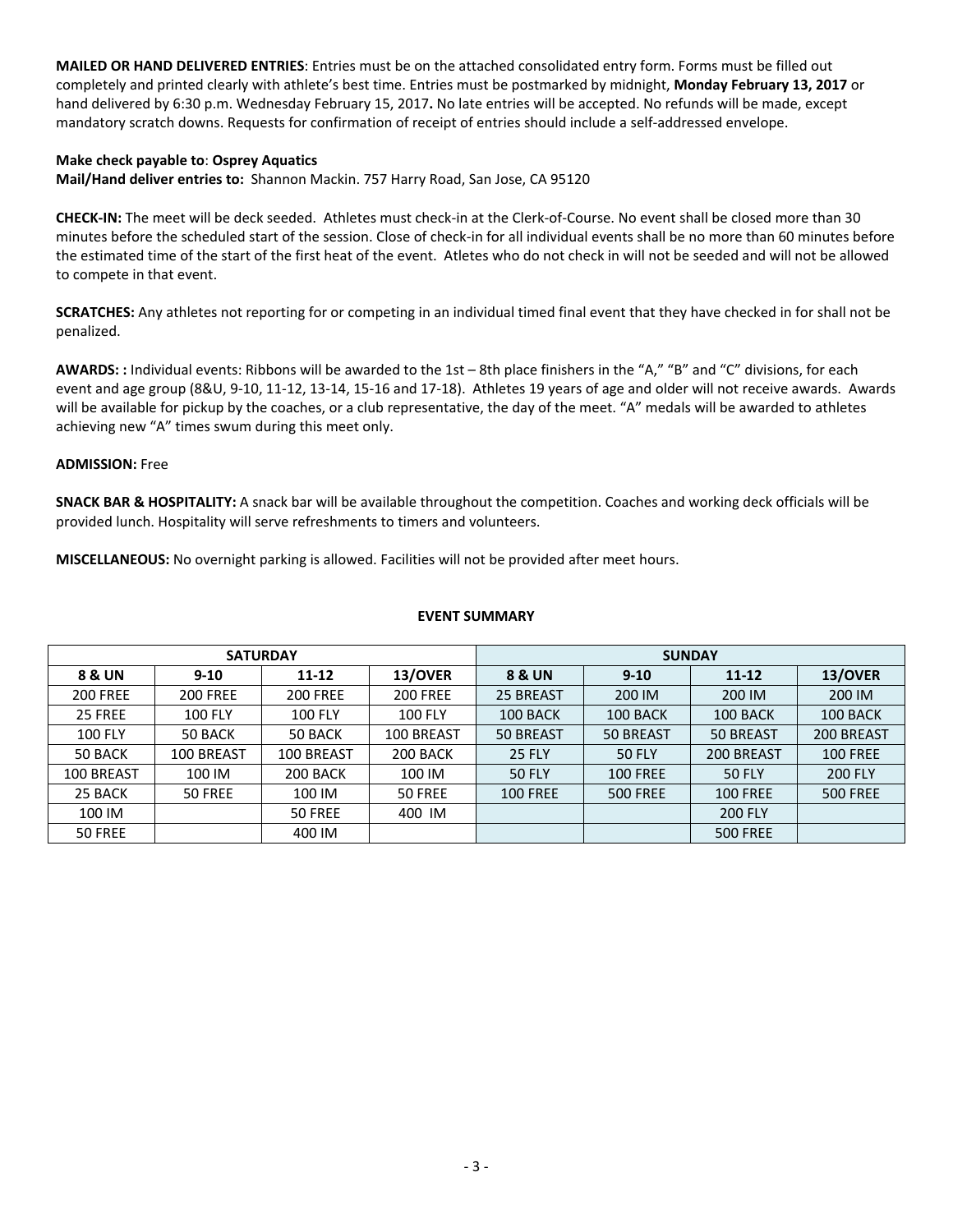**MAILED OR HAND DELIVERED ENTRIES**: Entries must be on the attached consolidated entry form. Forms must be filled out completely and printed clearly with athlete's best time. Entries must be postmarked by midnight, **Monday February 13, 2017** or hand delivered by 6:30 p.m. Wednesday February 15, 2017**.** No late entries will be accepted. No refunds will be made, except mandatory scratch downs. Requests for confirmation of receipt of entries should include a self-addressed envelope.

**Make check payable to**: **Osprey Aquatics**
**Mail/Hand deliver entries to:** Shannon Mackin. 757 Harry Road, San Jose, CA 95120

**CHECK-IN:** The meet will be deck seeded. Athletes must check-in at the Clerk-of-Course. No event shall be closed more than 30 minutes before the scheduled start of the session. Close of check-in for all individual events shall be no more than 60 minutes before the estimated time of the start of the first heat of the event. Atletes who do not check in will not be seeded and will not be allowed to compete in that event.

**SCRATCHES:** Any athletes not reporting for or competing in an individual timed final event that they have checked in for shall not be penalized.

**AWARDS: :** Individual events: Ribbons will be awarded to the 1st – 8th place finishers in the "A," "B" and "C" divisions, for each event and age group (8&U, 9-10, 11-12, 13-14, 15-16 and 17-18). Athletes 19 years of age and older will not receive awards. Awards will be available for pickup by the coaches, or a club representative, the day of the meet. "A" medals will be awarded to athletes achieving new "A" times swum during this meet only.

**ADMISSION:** Free

**SNACK BAR & HOSPITALITY:** A snack bar will be available throughout the competition. Coaches and working deck officials will be provided lunch. Hospitality will serve refreshments to timers and volunteers.

**MISCELLANEOUS:** No overnight parking is allowed. Facilities will not be provided after meet hours.

**EVENT SUMMARY**

| SATURDAY | | | | SUNDAY | | | |
|---|---|---|---|---|---|---|---|
| **8 & UN** | **9-10** | **11-12** | **13/OVER** | **8 & UN** | **9-10** | **11-12** | **13/OVER** |
| 200 FREE | 200 FREE | 200 FREE | 200 FREE | 25 BREAST | 200 IM | 200 IM | 200 IM |
| 25 FREE | 100 FLY | 100 FLY | 100 FLY | 100 BACK | 100 BACK | 100 BACK | 100 BACK |
| 100 FLY | 50 BACK | 50 BACK | 100 BREAST | 50 BREAST | 50 BREAST | 50 BREAST | 200 BREAST |
| 50 BACK | 100 BREAST | 100 BREAST | 200 BACK | 25 FLY | 50 FLY | 200 BREAST | 100 FREE |
| 100 BREAST | 100 IM | 200 BACK | 100 IM | 50 FLY | 100 FREE | 50 FLY | 200 FLY |
| 25 BACK | 50 FREE | 100 IM | 50 FREE | 100 FREE | 500 FREE | 100 FREE | 500 FREE |
| 100 IM | | 50 FREE | 400 IM | | | 200 FLY | |
| 50 FREE | | 400 IM | | | | 500 FREE | |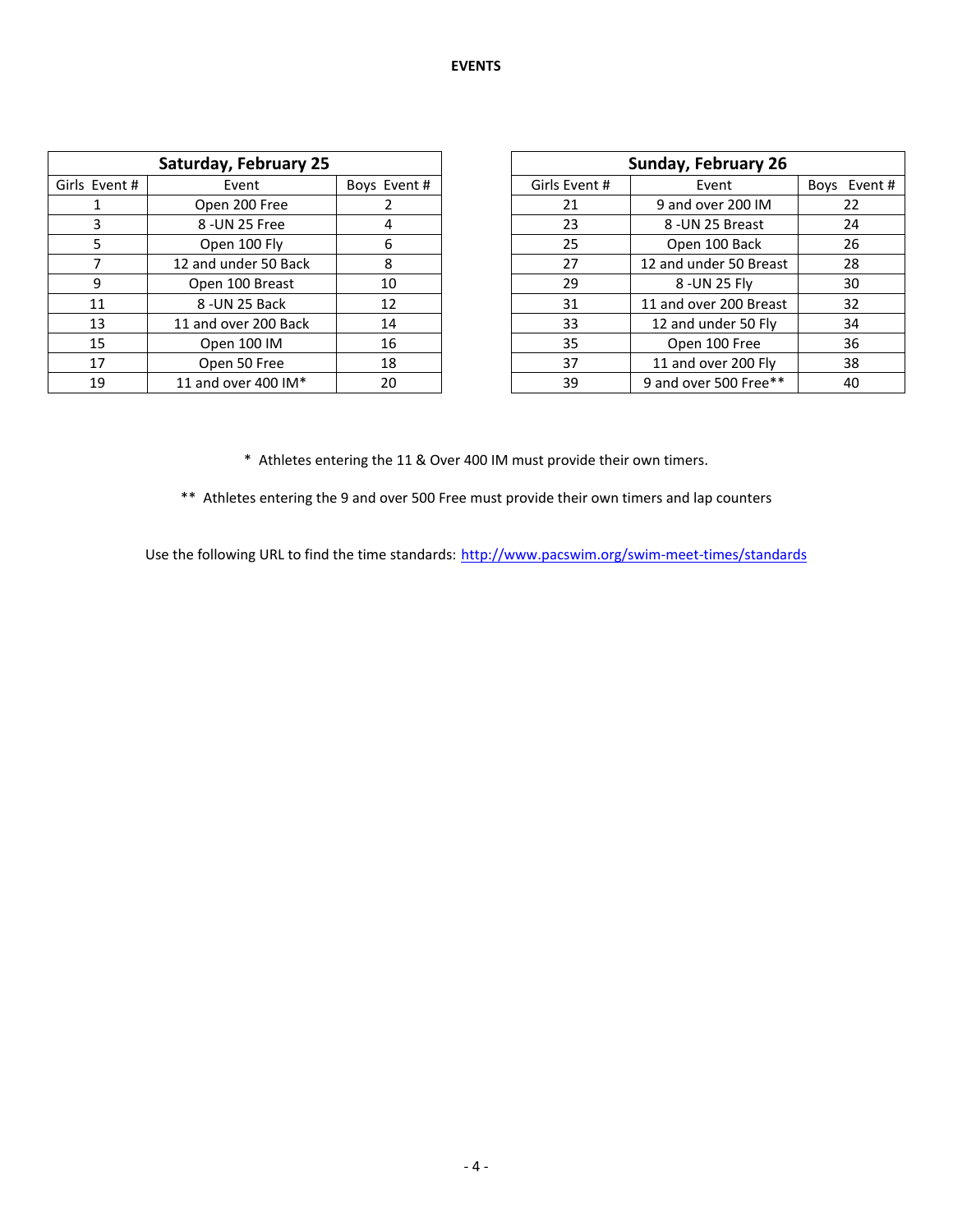**EVENTS**

| Saturday, February 25 | | |
|---|---|---|
| Girls Event # | Event | Boys Event # |
| 1 | Open 200 Free | 2 |
| 3 | 8 -UN 25 Free | 4 |
| 5 | Open 100 Fly | 6 |
| 7 | 12 and under 50 Back | 8 |
| 9 | Open 100 Breast | 10 |
| 11 | 8 -UN 25 Back | 12 |
| 13 | 11 and over 200 Back | 14 |
| 15 | Open 100 IM | 16 |
| 17 | Open 50 Free | 18 |
| 19 | 11 and over 400 IM* | 20 |

| Sunday, February 26 | | |
|---|---|---|
| Girls Event # | Event | Boys Event # |
| 21 | 9 and over 200 IM | 22 |
| 23 | 8 -UN 25 Breast | 24 |
| 25 | Open 100 Back | 26 |
| 27 | 12 and under 50 Breast | 28 |
| 29 | 8 -UN 25 Fly | 30 |
| 31 | 11 and over 200 Breast | 32 |
| 33 | 12 and under 50 Fly | 34 |
| 35 | Open 100 Free | 36 |
| 37 | 11 and over 200 Fly | 38 |
| 39 | 9 and over 500 Free** | 40 |

\* Athletes entering the 11 & Over 400 IM must provide their own timers.

** Athletes entering the 9 and over 500 Free must provide their own timers and lap counters

Use the following URL to find the time standards: http://www.pacswim.org/swim-meet-times/standards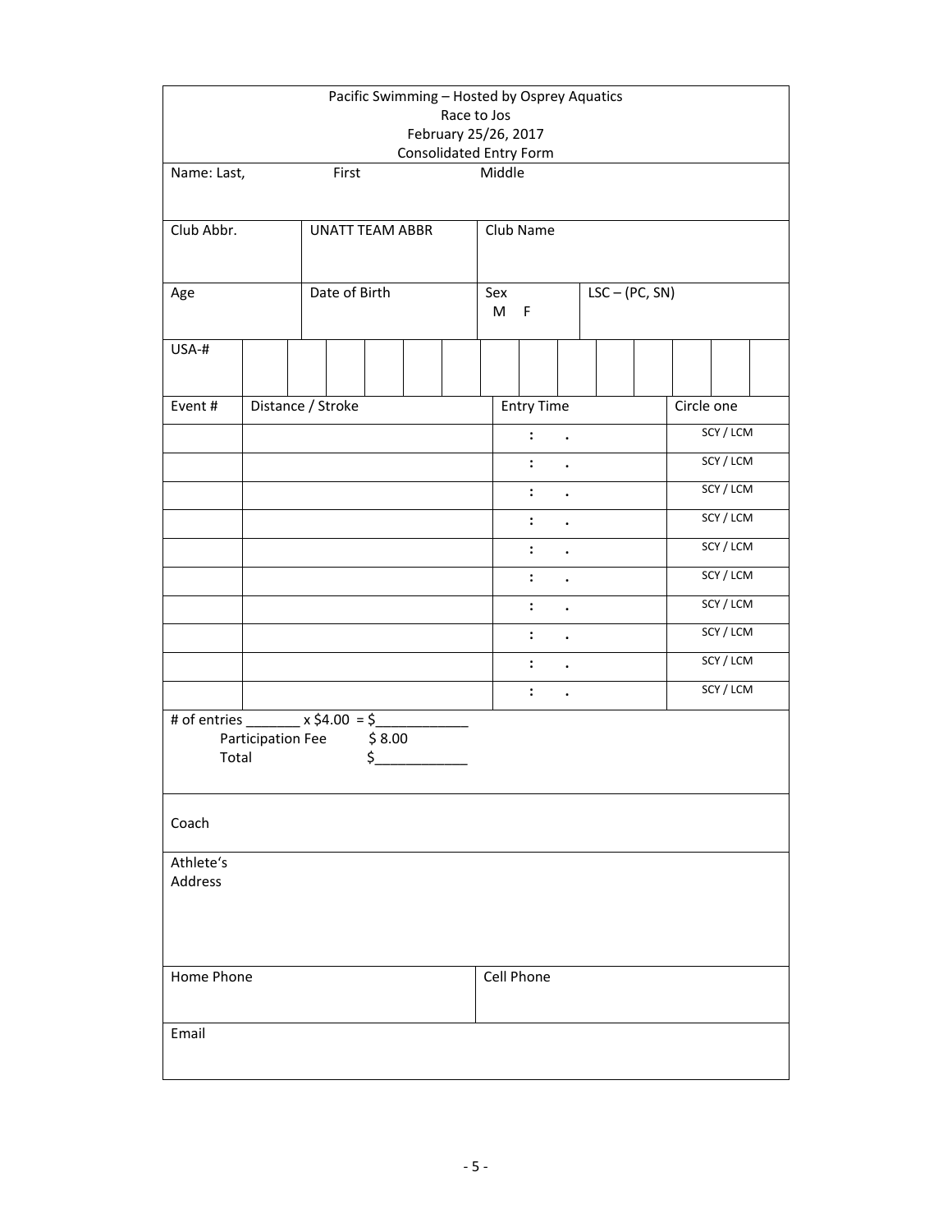Pacific Swimming – Hosted by Osprey Aquatics
Race to Jos
February 25/26, 2017
Consolidated Entry Form

| Name: Last, | First | Middle |
|---|---|---|
| | | |

| Club Abbr. | UNATT TEAM ABBR | Club Name |
|---|---|---|
| | | |

| Age | Date of Birth | Sex M F | LSC – (PC, SN) |
|---|---|---|---|
| | | | |

| USA-# | | | | | | | | | | | | | | |
|---|---|---|---|---|---|---|---|---|---|---|---|---|---|---|

| Event # | Distance / Stroke | Entry Time | Circle one |
|---|---|---|---|
| | | : . | SCY / LCM |
| | | : . | SCY / LCM |
| | | : . | SCY / LCM |
| | | : . | SCY / LCM |
| | | : . | SCY / LCM |
| | | : . | SCY / LCM |
| | | : . | SCY / LCM |
| | | : . | SCY / LCM |
| | | : . | SCY / LCM |
| | | : . | SCY / LCM |

# of entries _______ x $4.00 = $____________

Participation Fee $ 8.00

Total $____________

Coach

Athlete's Address

| Home Phone | Cell Phone |
|---|---|
| | |

Email